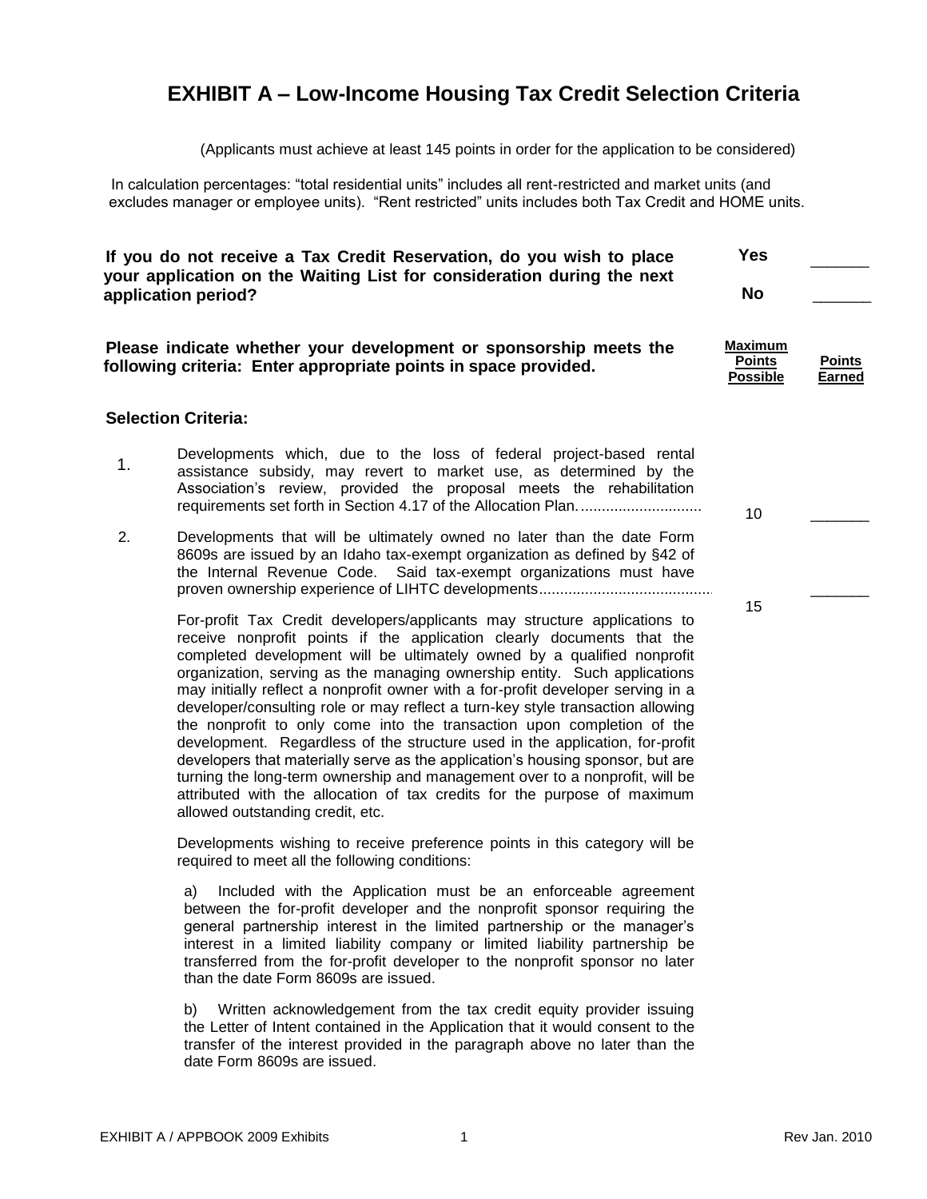# EXHIBIT A – Low-Income Housing Tax Credit Selection Criteria

(Applicants must achieve at least 145 points in order for the application to be considered)

In calculation percentages: "total residential units" includes all rent-restricted and market units (and excludes manager or employee units). "Rent restricted" units includes both Tax Credit and HOME units.

**If you do not receive a Tax Credit Reservation, do you wish to place your application on the Waiting List for consideration during the next application period?**

**Yes** ______

**No** ______

| **Please indicate whether your development or sponsorship meets the following criteria: Enter appropriate points in space provided.** | **Maximum Points Possible** | **Points Earned** |
|---|---|---|

**Selection Criteria:**

| | | Maximum Points Possible | Points Earned |
|---|---|---|---|
| 1. | Developments which, due to the loss of federal project-based rental assistance subsidy, may revert to market use, as determined by the Association's review, provided the proposal meets the rehabilitation requirements set forth in Section 4.17 of the Allocation Plan. ............................ | 10 | _______ |
| 2. | Developments that will be ultimately owned no later than the date Form 8609s are issued by an Idaho tax-exempt organization as defined by §42 of the Internal Revenue Code. Said tax-exempt organizations must have proven ownership experience of LIHTC developments......................................... | 15 | _______ |

For-profit Tax Credit developers/applicants may structure applications to receive nonprofit points if the application clearly documents that the completed development will be ultimately owned by a qualified nonprofit organization, serving as the managing ownership entity. Such applications may initially reflect a nonprofit owner with a for-profit developer serving in a developer/consulting role or may reflect a turn-key style transaction allowing the nonprofit to only come into the transaction upon completion of the development. Regardless of the structure used in the application, for-profit developers that materially serve as the application's housing sponsor, but are turning the long-term ownership and management over to a nonprofit, will be attributed with the allocation of tax credits for the purpose of maximum allowed outstanding credit, etc.

Developments wishing to receive preference points in this category will be required to meet all the following conditions:

a) Included with the Application must be an enforceable agreement between the for-profit developer and the nonprofit sponsor requiring the general partnership interest in the limited partnership or the manager's interest in a limited liability company or limited liability partnership be transferred from the for-profit developer to the nonprofit sponsor no later than the date Form 8609s are issued.

b) Written acknowledgement from the tax credit equity provider issuing the Letter of Intent contained in the Application that it would consent to the transfer of the interest provided in the paragraph above no later than the date Form 8609s are issued.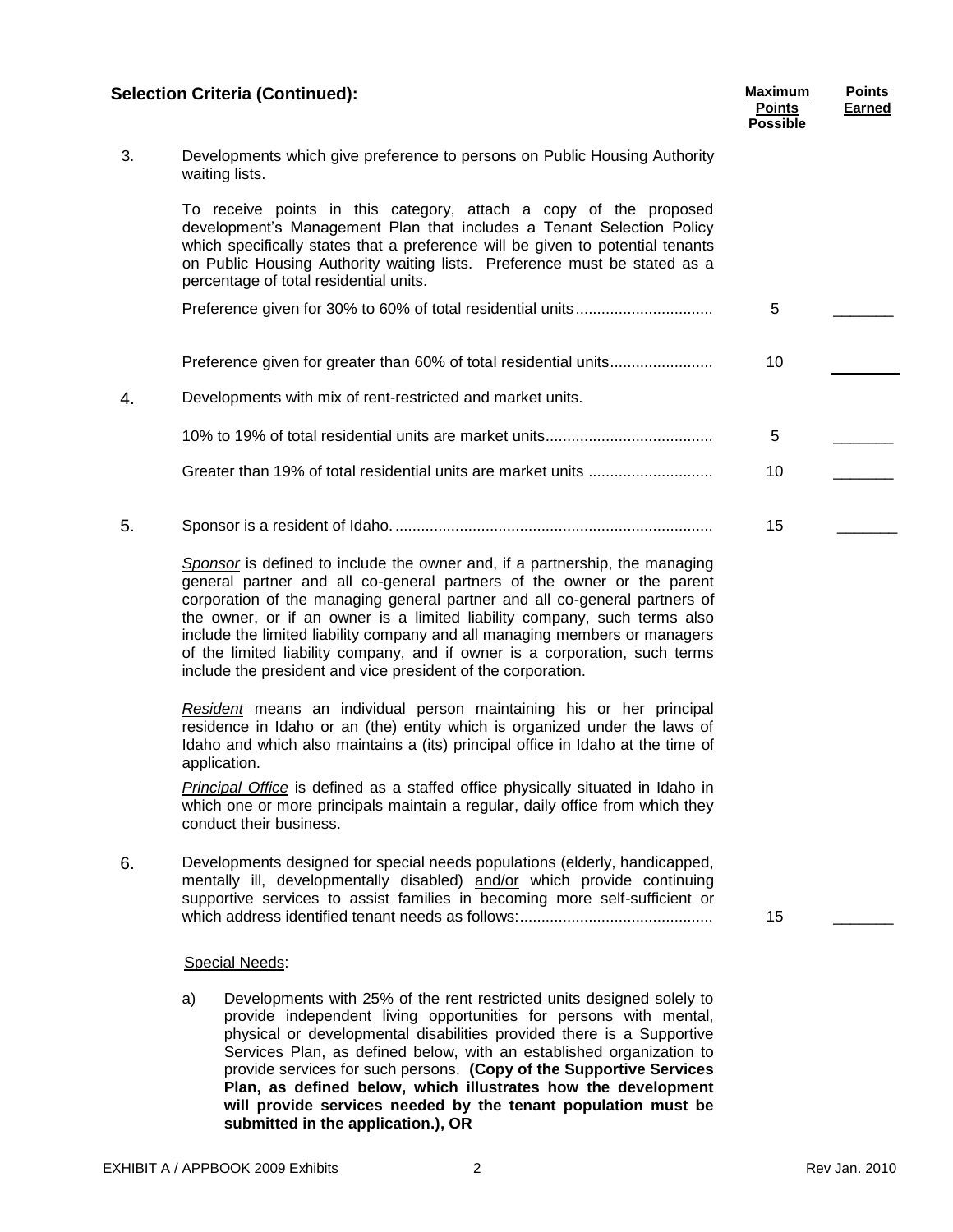## Selection Criteria (Continued):

| | | Maximum Points Possible | Points Earned |
|---|---|---|---|
| 3. | Developments which give preference to persons on Public Housing Authority waiting lists.<br><br>To receive points in this category, attach a copy of the proposed development's Management Plan that includes a Tenant Selection Policy which specifically states that a preference will be given to potential tenants on Public Housing Authority waiting lists. Preference must be stated as a percentage of total residential units. | | |
| | Preference given for 30% to 60% of total residential units................................ | 5 | _______ |
| | Preference given for greater than 60% of total residential units........................ | 10 | _______ |
| 4. | Developments with mix of rent-restricted and market units. | | |
| | 10% to 19% of total residential units are market units....................................... | 5 | _______ |
| | Greater than 19% of total residential units are market units ............................. | 10 | _______ |
| 5. | Sponsor is a resident of Idaho. .......................................................................... | 15 | _______ |
| 6. | Developments designed for special needs populations (elderly, handicapped, mentally ill, developmentally disabled) and/or which provide continuing supportive services to assist families in becoming more self-sufficient or which address identified tenant needs as follows:............................................ | 15 | _______ |

*Sponsor* is defined to include the owner and, if a partnership, the managing general partner and all co-general partners of the owner or the parent corporation of the managing general partner and all co-general partners of the owner, or if an owner is a limited liability company, such terms also include the limited liability company and all managing members or managers of the limited liability company, and if owner is a corporation, such terms include the president and vice president of the corporation.

*Resident* means an individual person maintaining his or her principal residence in Idaho or an (the) entity which is organized under the laws of Idaho and which also maintains a (its) principal office in Idaho at the time of application.

*Principal Office* is defined as a staffed office physically situated in Idaho in which one or more principals maintain a regular, daily office from which they conduct their business.

Special Needs:

a) Developments with 25% of the rent restricted units designed solely to provide independent living opportunities for persons with mental, physical or developmental disabilities provided there is a Supportive Services Plan, as defined below, with an established organization to provide services for such persons. **(Copy of the Supportive Services Plan, as defined below, which illustrates how the development will provide services needed by the tenant population must be submitted in the application.), OR**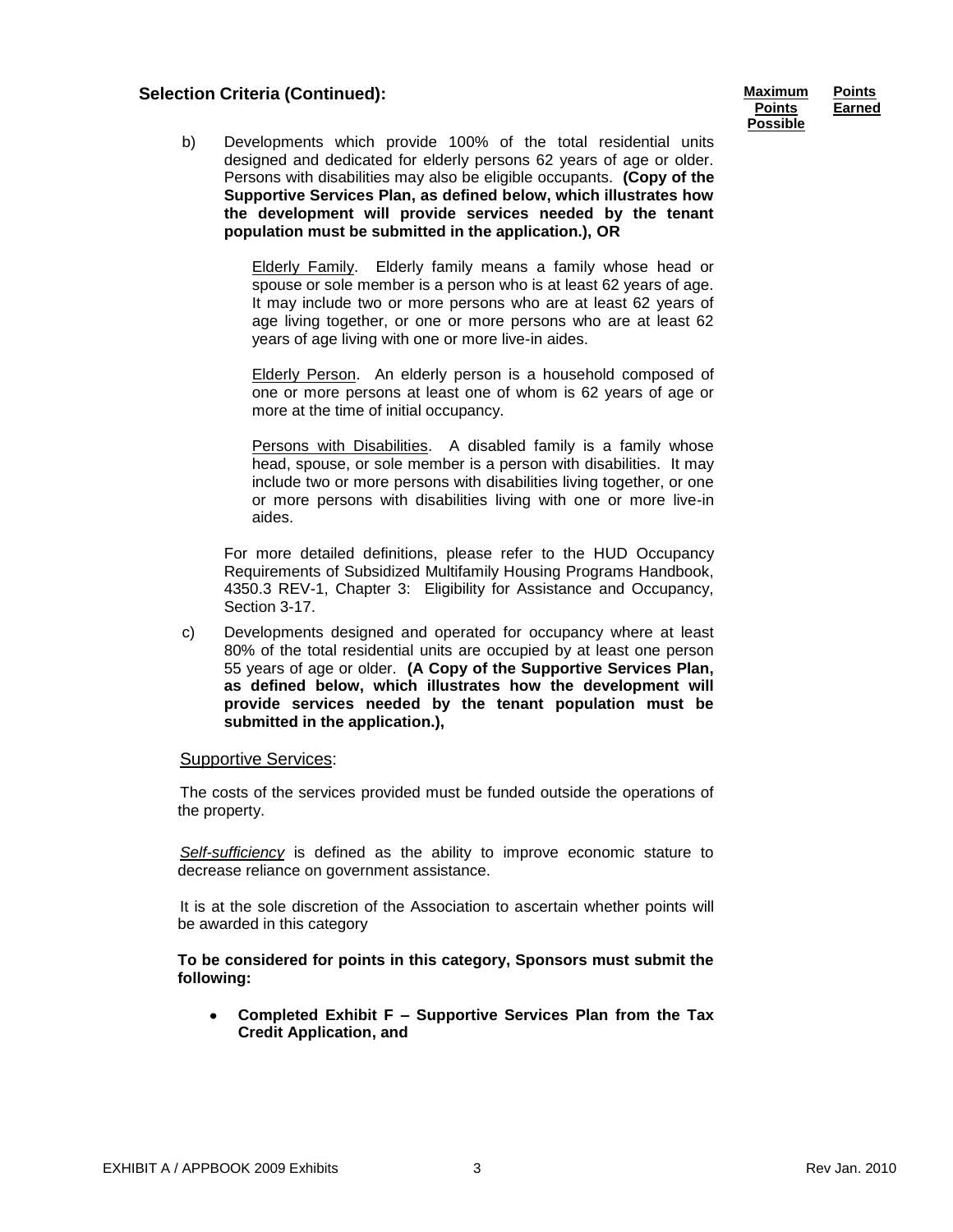## Selection Criteria (Continued):

**Maximum Points Possible** | **Points Earned**

b) Developments which provide 100% of the total residential units designed and dedicated for elderly persons 62 years of age or older. Persons with disabilities may also be eligible occupants. **(Copy of the Supportive Services Plan, as defined below, which illustrates how the development will provide services needed by the tenant population must be submitted in the application.), OR**

> Elderly Family. Elderly family means a family whose head or spouse or sole member is a person who is at least 62 years of age. It may include two or more persons who are at least 62 years of age living together, or one or more persons who are at least 62 years of age living with one or more live-in aides.
>
> Elderly Person. An elderly person is a household composed of one or more persons at least one of whom is 62 years of age or more at the time of initial occupancy.
>
> Persons with Disabilities. A disabled family is a family whose head, spouse, or sole member is a person with disabilities. It may include two or more persons with disabilities living together, or one or more persons with disabilities living with one or more live-in aides.

For more detailed definitions, please refer to the HUD Occupancy Requirements of Subsidized Multifamily Housing Programs Handbook, 4350.3 REV-1, Chapter 3: Eligibility for Assistance and Occupancy, Section 3-17.

c) Developments designed and operated for occupancy where at least 80% of the total residential units are occupied by at least one person 55 years of age or older. **(A Copy of the Supportive Services Plan, as defined below, which illustrates how the development will provide services needed by the tenant population must be submitted in the application.),**

Supportive Services:

The costs of the services provided must be funded outside the operations of the property.

*Self-sufficiency* is defined as the ability to improve economic stature to decrease reliance on government assistance.

It is at the sole discretion of the Association to ascertain whether points will be awarded in this category

**To be considered for points in this category, Sponsors must submit the following:**

- **Completed Exhibit F – Supportive Services Plan from the Tax Credit Application, and**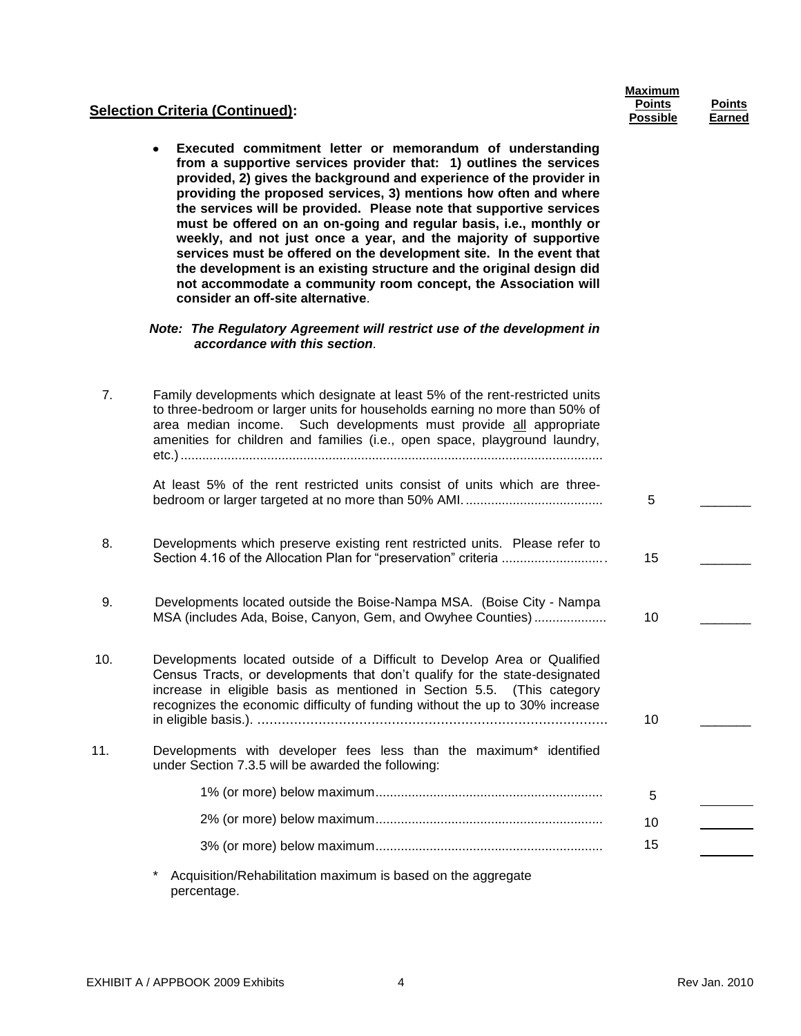## Selection Criteria (Continued):

| | | Maximum Points Possible | Points Earned |
|---|---|---|---|
| | • **Executed commitment letter or memorandum of understanding from a supportive services provider that: 1) outlines the services provided, 2) gives the background and experience of the provider in providing the proposed services, 3) mentions how often and where the services will be provided. Please note that supportive services must be offered on an on-going and regular basis, i.e., monthly or weekly, and not just once a year, and the majority of supportive services must be offered on the development site. In the event that the development is an existing structure and the original design did not accommodate a community room concept, the Association will consider an off-site alternative**. | | |
| | ***Note: The Regulatory Agreement will restrict use of the development in accordance with this section.*** | | |
| 7. | Family developments which designate at least 5% of the rent-restricted units to three-bedroom or larger units for households earning no more than 50% of area median income. Such developments must provide <u>all</u> appropriate amenities for children and families (i.e., open space, playground laundry, etc.) | | |
| | At least 5% of the rent restricted units consist of units which are three-bedroom or larger targeted at no more than 50% AMI. | 5 | _______ |
| 8. | Developments which preserve existing rent restricted units. Please refer to Section 4.16 of the Allocation Plan for "preservation" criteria | 15 | _______ |
| 9. | Developments located outside the Boise-Nampa MSA. (Boise City - Nampa MSA (includes Ada, Boise, Canyon, Gem, and Owyhee Counties) | 10 | _______ |
| 10. | Developments located outside of a Difficult to Develop Area or Qualified Census Tracts, or developments that don't qualify for the state-designated increase in eligible basis as mentioned in Section 5.5. (This category recognizes the economic difficulty of funding without the up to 30% increase in eligible basis.). | 10 | _______ |
| 11. | Developments with developer fees less than the maximum* identified under Section 7.3.5 will be awarded the following: | | |
| | 1% (or more) below maximum | 5 | _______ |
| | 2% (or more) below maximum | 10 | _______ |
| | 3% (or more) below maximum | 15 | _______ |

\* Acquisition/Rehabilitation maximum is based on the aggregate percentage.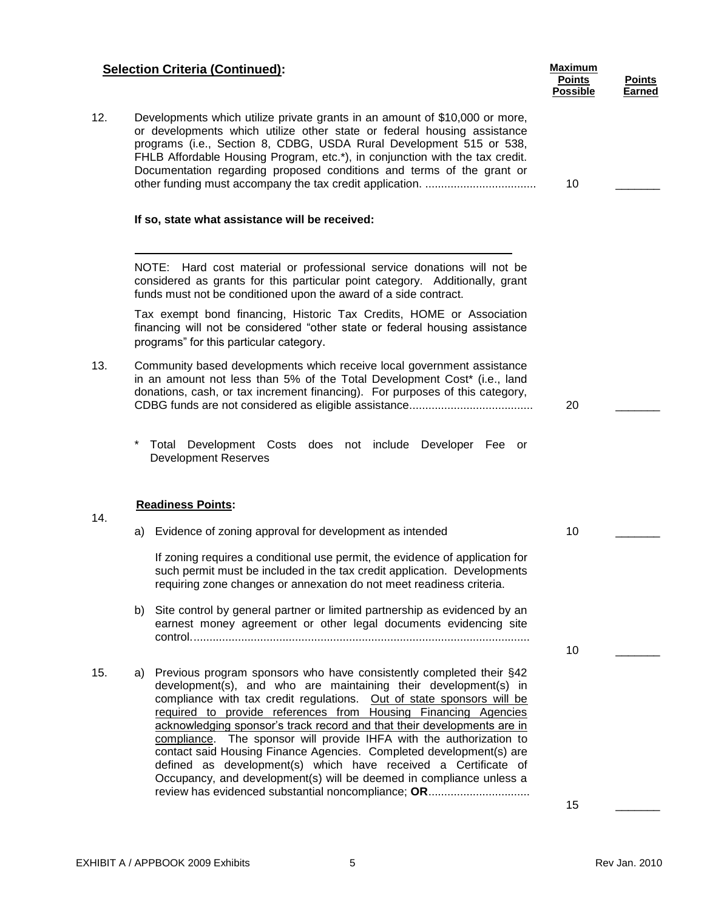## **Selection Criteria (Continued):**

| | | Maximum Points Possible | Points Earned |
|---|---|---|---|
| 12. | Developments which utilize private grants in an amount of $10,000 or more, or developments which utilize other state or federal housing assistance programs (i.e., Section 8, CDBG, USDA Rural Development 515 or 538, FHLB Affordable Housing Program, etc.*), in conjunction with the tax credit. Documentation regarding proposed conditions and terms of the grant or other funding must accompany the tax credit application. .................................. | 10 | _______ |

**If so, state what assistance will be received:**

______________________________________________________________

NOTE: Hard cost material or professional service donations will not be considered as grants for this particular point category. Additionally, grant funds must not be conditioned upon the award of a side contract.

Tax exempt bond financing, Historic Tax Credits, HOME or Association financing will not be considered "other state or federal housing assistance programs" for this particular category.

| | | Maximum Points Possible | Points Earned |
|---|---|---|---|
| 13. | Community based developments which receive local government assistance in an amount not less than 5% of the Total Development Cost* (i.e., land donations, cash, or tax increment financing). For purposes of this category, CDBG funds are not considered as eligible assistance...................................... | 20 | _______ |

\* Total Development Costs does not include Developer Fee or Development Reserves

**Readiness Points:**

| | | Maximum Points Possible | Points Earned |
|---|---|---|---|
| 14. | a) Evidence of zoning approval for development as intended | 10 | _______ |

If zoning requires a conditional use permit, the evidence of application for such permit must be included in the tax credit application. Developments requiring zone changes or annexation do not meet readiness criteria.

| | | Maximum Points Possible | Points Earned |
|---|---|---|---|
| | b) Site control by general partner or limited partnership as evidenced by an earnest money agreement or other legal documents evidencing site control.......................................................................................................... | 10 | _______ |
| 15. | a) Previous program sponsors who have consistently completed their §42 development(s), and who are maintaining their development(s) in compliance with tax credit regulations. <u>Out of state sponsors will be required to provide references from Housing Financing Agencies acknowledging sponsor's track record and that their developments are in compliance</u>. The sponsor will provide IHFA with the authorization to contact said Housing Finance Agencies. Completed development(s) are defined as development(s) which have received a Certificate of Occupancy, and development(s) will be deemed in compliance unless a review has evidenced substantial noncompliance; **OR**................................ | 15 | _______ |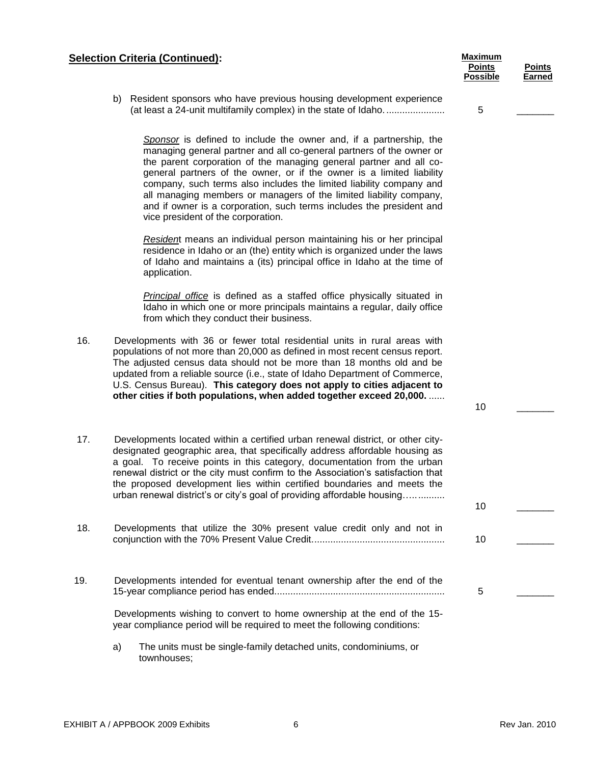**Selection Criteria (Continued):**

| | Maximum Points Possible | Points Earned |
|---|---|---|
| b) Resident sponsors who have previous housing development experience (at least a 24-unit multifamily complex) in the state of Idaho. ...................... | 5 | _______ |

*Sponsor* is defined to include the owner and, if a partnership, the managing general partner and all co-general partners of the owner or the parent corporation of the managing general partner and all co-general partners of the owner, or if the owner is a limited liability company, such terms also includes the limited liability company and all managing members or managers of the limited liability company, and if owner is a corporation, such terms includes the president and vice president of the corporation.

*Residen*t means an individual person maintaining his or her principal residence in Idaho or an (the) entity which is organized under the laws of Idaho and maintains a (its) principal office in Idaho at the time of application.

*Principal office* is defined as a staffed office physically situated in Idaho in which one or more principals maintains a regular, daily office from which they conduct their business.

| | | Maximum Points Possible | Points Earned |
|---|---|---|---|
| 16. | Developments with 36 or fewer total residential units in rural areas with populations of not more than 20,000 as defined in most recent census report. The adjusted census data should not be more than 18 months old and be updated from a reliable source (i.e., state of Idaho Department of Commerce, U.S. Census Bureau). **This category does not apply to cities adjacent to other cities if both populations, when added together exceed 20,000.** ...... | 10 | _______ |
| 17. | Developments located within a certified urban renewal district, or other city-designated geographic area, that specifically address affordable housing as a goal. To receive points in this category, documentation from the urban renewal district or the city must confirm to the Association's satisfaction that the proposed development lies within certified boundaries and meets the urban renewal district's or city's goal of providing affordable housing…............ | 10 | _______ |
| 18. | Developments that utilize the 30% present value credit only and not in conjunction with the 70% Present Value Credit................................................. | 10 | _______ |
| 19. | Developments intended for eventual tenant ownership after the end of the 15-year compliance period has ended............................................................... | 5 | _______ |

Developments wishing to convert to home ownership at the end of the 15-year compliance period will be required to meet the following conditions:

a) The units must be single-family detached units, condominiums, or townhouses;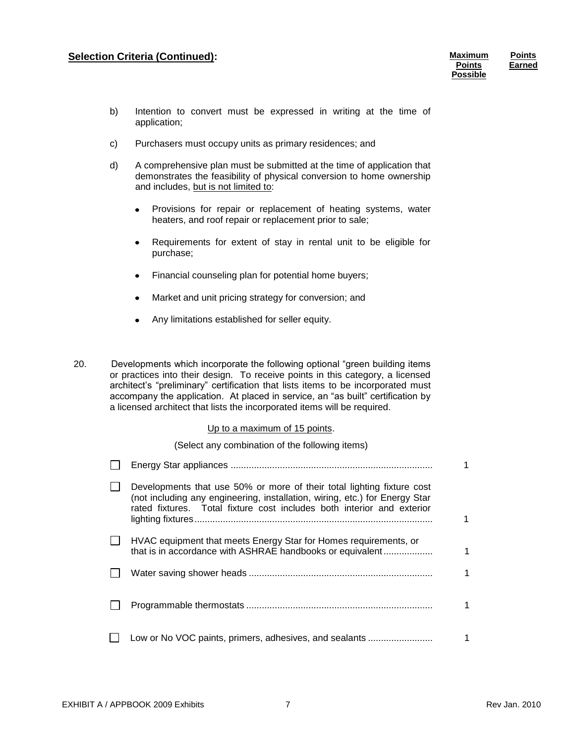**Selection Criteria (Continued):**

| | Maximum Points Possible | Points Earned |
|---|---|---|

b) Intention to convert must be expressed in writing at the time of application;

c) Purchasers must occupy units as primary residences; and

d) A comprehensive plan must be submitted at the time of application that demonstrates the feasibility of physical conversion to home ownership and includes, <u>but is not limited to</u>:

- Provisions for repair or replacement of heating systems, water heaters, and roof repair or replacement prior to sale;
- Requirements for extent of stay in rental unit to be eligible for purchase;
- Financial counseling plan for potential home buyers;
- Market and unit pricing strategy for conversion; and
- Any limitations established for seller equity.

20. Developments which incorporate the following optional "green building items or practices into their design. To receive points in this category, a licensed architect's "preliminary" certification that lists items to be incorporated must accompany the application. At placed in service, an "as built" certification by a licensed architect that lists the incorporated items will be required.

<u>Up to a maximum of 15 points</u>.

(Select any combination of the following items)

| Item | Maximum Points Possible | Points Earned |
|---|---|---|
| ☐ Energy Star appliances | 1 | |
| ☐ Developments that use 50% or more of their total lighting fixture cost (not including any engineering, installation, wiring, etc.) for Energy Star rated fixtures. Total fixture cost includes both interior and exterior lighting fixtures | 1 | |
| ☐ HVAC equipment that meets Energy Star for Homes requirements, or that is in accordance with ASHRAE handbooks or equivalent | 1 | |
| ☐ Water saving shower heads | 1 | |
| ☐ Programmable thermostats | 1 | |
| ☐ Low or No VOC paints, primers, adhesives, and sealants | 1 | |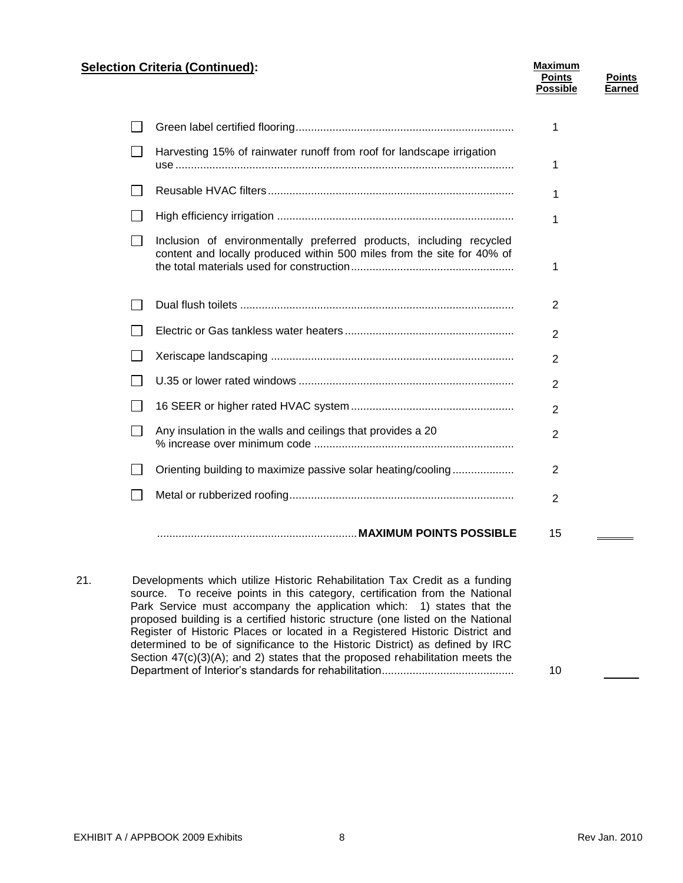**Selection Criteria (Continued):**

| | | Maximum Points Possible | Points Earned |
|---|---|---|---|
| ☐ | Green label certified flooring | 1 | |
| ☐ | Harvesting 15% of rainwater runoff from roof for landscape irrigation use | 1 | |
| ☐ | Reusable HVAC filters | 1 | |
| ☐ | High efficiency irrigation | 1 | |
| ☐ | Inclusion of environmentally preferred products, including recycled content and locally produced within 500 miles from the site for 40% of the total materials used for construction | 1 | |
| ☐ | Dual flush toilets | 2 | |
| ☐ | Electric or Gas tankless water heaters | 2 | |
| ☐ | Xeriscape landscaping | 2 | |
| ☐ | U.35 or lower rated windows | 2 | |
| ☐ | 16 SEER or higher rated HVAC system | 2 | |
| ☐ | Any insulation in the walls and ceilings that provides a 20 % increase over minimum code | 2 | |
| ☐ | Orienting building to maximize passive solar heating/cooling | 2 | |
| ☐ | Metal or rubberized roofing | 2 | |
| | **MAXIMUM POINTS POSSIBLE** | 15 | |

21. Developments which utilize Historic Rehabilitation Tax Credit as a funding source. To receive points in this category, certification from the National Park Service must accompany the application which: 1) states that the proposed building is a certified historic structure (one listed on the National Register of Historic Places or located in a Registered Historic District and determined to be of significance to the Historic District) as defined by IRC Section 47(c)(3)(A); and 2) states that the proposed rehabilitation meets the Department of Interior's standards for rehabilitation .......... 10 ______

EXHIBIT A / APPBOOK 2009 Exhibits — Rev Jan. 2010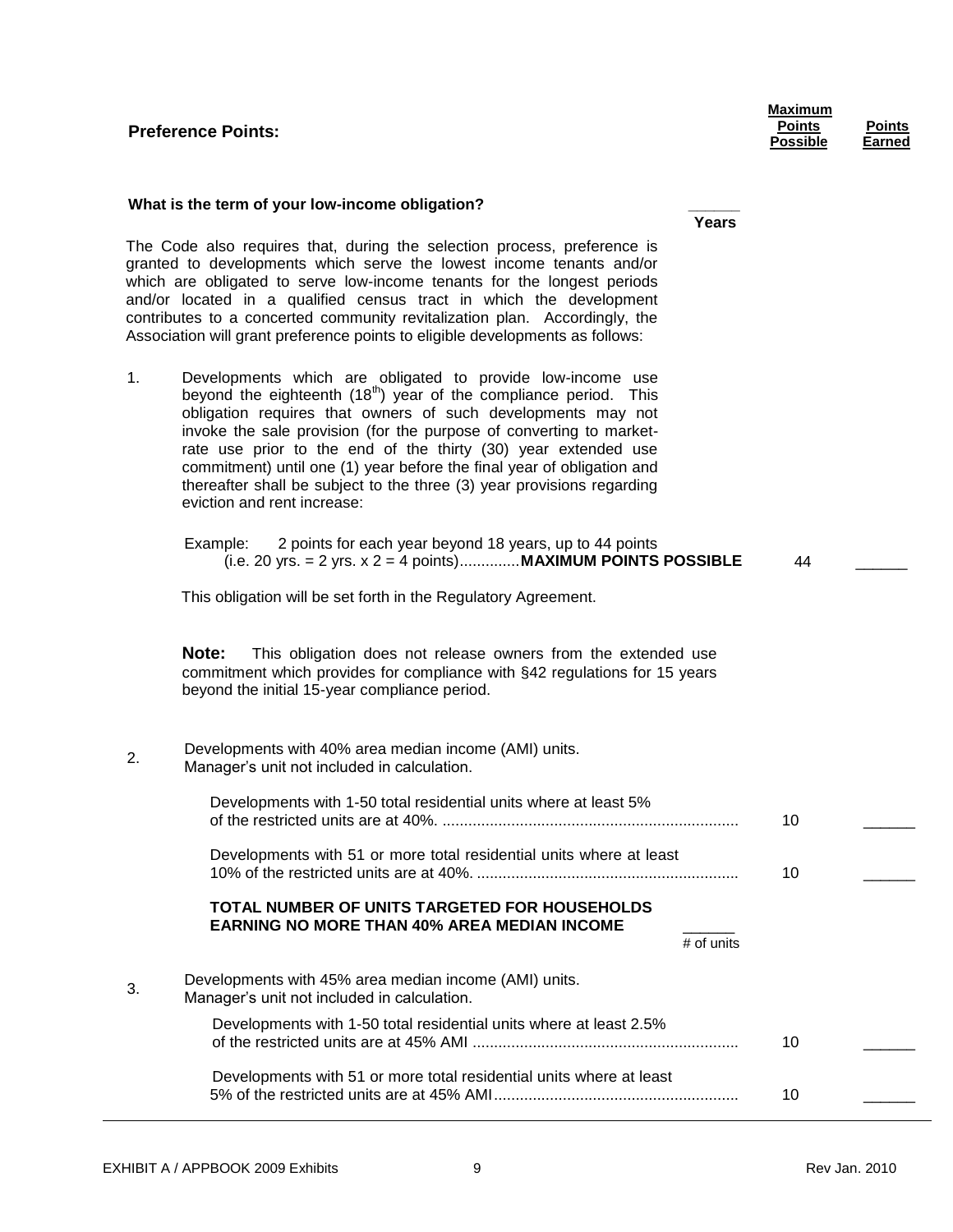## Preference Points:

| | Maximum Points Possible | Points Earned |
|---|---|---|

**What is the term of your low-income obligation?** ______ **Years**

The Code also requires that, during the selection process, preference is granted to developments which serve the lowest income tenants and/or which are obligated to serve low-income tenants for the longest periods and/or located in a qualified census tract in which the development contributes to a concerted community revitalization plan. Accordingly, the Association will grant preference points to eligible developments as follows:

1. Developments which are obligated to provide low-income use beyond the eighteenth (18th) year of the compliance period. This obligation requires that owners of such developments may not invoke the sale provision (for the purpose of converting to market-rate use prior to the end of the thirty (30) year extended use commitment) until one (1) year before the final year of obligation and thereafter shall be subject to the three (3) year provisions regarding eviction and rent increase:

   Example: 2 points for each year beyond 18 years, up to 44 points (i.e. 20 yrs. = 2 yrs. x 2 = 4 points)..............**MAXIMUM POINTS POSSIBLE** 44 ______

   This obligation will be set forth in the Regulatory Agreement.

   **Note:** This obligation does not release owners from the extended use commitment which provides for compliance with §42 regulations for 15 years beyond the initial 15-year compliance period.

2. Developments with 40% area median income (AMI) units. Manager's unit not included in calculation.

| | Maximum Points Possible | Points Earned |
|---|---|---|
| Developments with 1-50 total residential units where at least 5% of the restricted units are at 40%. | 10 | ______ |
| Developments with 51 or more total residential units where at least 10% of the restricted units are at 40%. | 10 | ______ |

   **TOTAL NUMBER OF UNITS TARGETED FOR HOUSEHOLDS EARNING NO MORE THAN 40% AREA MEDIAN INCOME** ______ # of units

3. Developments with 45% area median income (AMI) units. Manager's unit not included in calculation.

| | Maximum Points Possible | Points Earned |
|---|---|---|
| Developments with 1-50 total residential units where at least 2.5% of the restricted units are at 45% AMI | 10 | ______ |
| Developments with 51 or more total residential units where at least 5% of the restricted units are at 45% AMI | 10 | ______ |

EXHIBIT A / APPBOOK 2009 Exhibits Rev Jan. 2010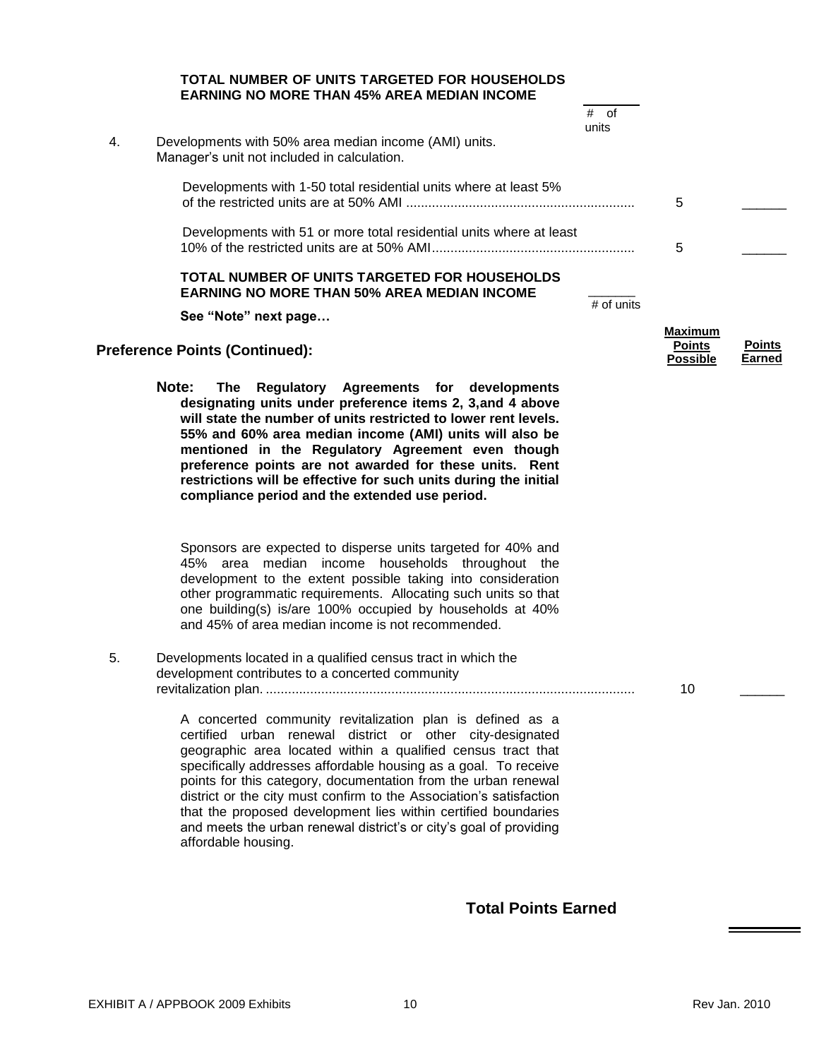**TOTAL NUMBER OF UNITS TARGETED FOR HOUSEHOLDS EARNING NO MORE THAN 45% AREA MEDIAN INCOME** ______ # of units

4. Developments with 50% area median income (AMI) units. Manager's unit not included in calculation.

| | | Maximum Points Possible | Points Earned |
|---|---|---|---|
| Developments with 1-50 total residential units where at least 5% of the restricted units are at 50% AMI | | 5 | ______ |
| Developments with 51 or more total residential units where at least 10% of the restricted units are at 50% AMI | | 5 | ______ |

**TOTAL NUMBER OF UNITS TARGETED FOR HOUSEHOLDS EARNING NO MORE THAN 50% AREA MEDIAN INCOME** ______ # of units

**See "Note" next page…**

## Preference Points (Continued):

**Maximum Points Possible** | **Points Earned**

**Note: The Regulatory Agreements for developments designating units under preference items 2, 3, and 4 above will state the number of units restricted to lower rent levels. 55% and 60% area median income (AMI) units will also be mentioned in the Regulatory Agreement even though preference points are not awarded for these units. Rent restrictions will be effective for such units during the initial compliance period and the extended use period.**

Sponsors are expected to disperse units targeted for 40% and 45% area median income households throughout the development to the extent possible taking into consideration other programmatic requirements. Allocating such units so that one building(s) is/are 100% occupied by households at 40% and 45% of area median income is not recommended.

| | | Maximum Points Possible | Points Earned |
|---|---|---|---|
| 5. | Developments located in a qualified census tract in which the development contributes to a concerted community revitalization plan. | 10 | ______ |

A concerted community revitalization plan is defined as a certified urban renewal district or other city-designated geographic area located within a qualified census tract that specifically addresses affordable housing as a goal. To receive points for this category, documentation from the urban renewal district or the city must confirm to the Association's satisfaction that the proposed development lies within certified boundaries and meets the urban renewal district's or city's goal of providing affordable housing.

**Total Points Earned** ______